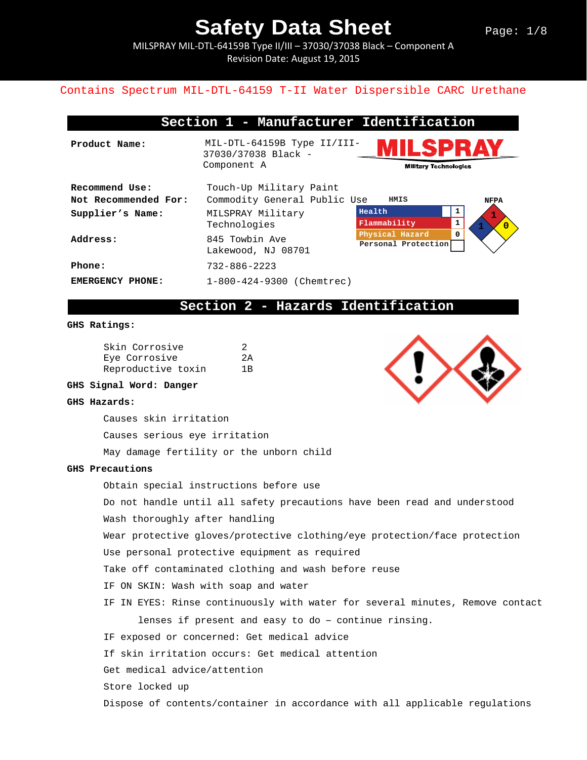# Safety Data Sheet

MILSPRAY MIL-DTL-64159B Type II/III – 37030/37038 Black – Component A

Revision Date: August 19, 2015

Contains Spectrum MIL-DTL-64159 T-II Water Dispersible CARC Urethane

## Section 1 - Manufacturer Identification

**Product Name:** MIL-DTL-64159B Type II/III-37030/37038 Black - Component A

MILSPRAY Military Technologies

**Recommend Use:** Touch-Up Military Paint

**Not Recommended For:** Commodity General Public Use

**Supplier's Name:** MILSPRAY Military Technologies

**Address:** 845 Towbin Ave Lakewood, NJ 08701

**Phone:** 732-886-2223

**EMERGENCY PHONE:** 1-800-424-9300 (Chemtrec)

**HMIS**

| Category | Rating |
|---|---|
| Health | 1 |
| Flammability | 1 |
| Physical Hazard | 0 |
| Personal Protection | |

**NFPA**

| Health | Flammability | Instability | Special |
|---|---|---|---|
| 1 | 1 | 0 | |

## Section 2 - Hazards Identification

**GHS Ratings:**

| | |
|---|---|
| Skin Corrosive | 2 |
| Eye Corrosive | 2A |
| Reproductive toxin | 1B |

**GHS Signal Word: Danger**

**GHS Hazards:**

- Causes skin irritation
- Causes serious eye irritation
- May damage fertility or the unborn child

**GHS Precautions**

- Obtain special instructions before use
- Do not handle until all safety precautions have been read and understood
- Wash thoroughly after handling
- Wear protective gloves/protective clothing/eye protection/face protection
- Use personal protective equipment as required
- Take off contaminated clothing and wash before reuse
- IF ON SKIN: Wash with soap and water
- IF IN EYES: Rinse continuously with water for several minutes, Remove contact lenses if present and easy to do – continue rinsing.
- IF exposed or concerned: Get medical advice
- If skin irritation occurs: Get medical attention
- Get medical advice/attention
- Store locked up
- Dispose of contents/container in accordance with all applicable regulations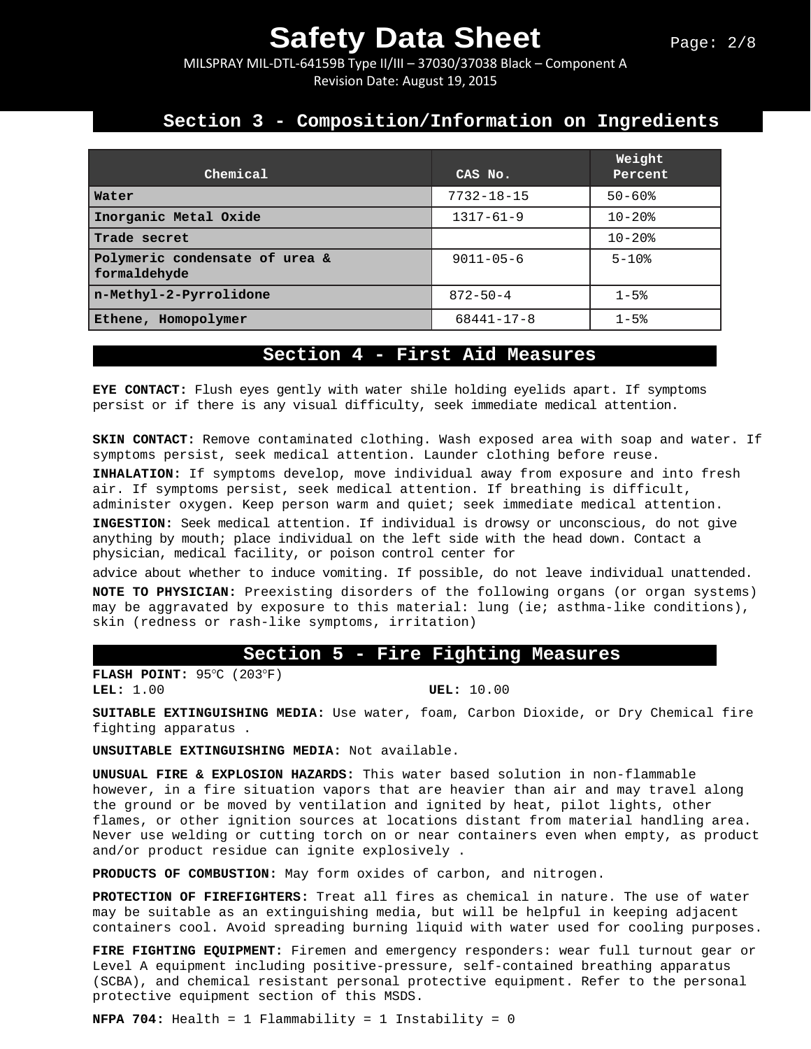## Section 3 - Composition/Information on Ingredients

| Chemical | CAS No. | Weight Percent |
|---|---|---|
| **Water** | 7732-18-15 | 50-60% |
| **Inorganic Metal Oxide** | 1317-61-9 | 10-20% |
| **Trade secret** | | 10-20% |
| **Polymeric condensate of urea & formaldehyde** | 9011-05-6 | 5-10% |
| **n-Methyl-2-Pyrrolidone** | 872-50-4 | 1-5% |
| **Ethene, Homopolymer** | 68441-17-8 | 1-5% |

## Section 4 - First Aid Measures

**EYE CONTACT:** Flush eyes gently with water shile holding eyelids apart. If symptoms persist or if there is any visual difficulty, seek immediate medical attention.

**SKIN CONTACT:** Remove contaminated clothing. Wash exposed area with soap and water. If symptoms persist, seek medical attention. Launder clothing before reuse.

**INHALATION:** If symptoms develop, move individual away from exposure and into fresh air. If symptoms persist, seek medical attention. If breathing is difficult, administer oxygen. Keep person warm and quiet; seek immediate medical attention.

**INGESTION:** Seek medical attention. If individual is drowsy or unconscious, do not give anything by mouth; place individual on the left side with the head down. Contact a physician, medical facility, or poison control center for advice about whether to induce vomiting. If possible, do not leave individual unattended.

**NOTE TO PHYSICIAN:** Preexisting disorders of the following organs (or organ systems) may be aggravated by exposure to this material: lung (ie; asthma-like conditions), skin (redness or rash-like symptoms, irritation)

## Section 5 - Fire Fighting Measures

**FLASH POINT:** 95°C (203°F)

**LEL:** 1.00 **UEL:** 10.00

**SUITABLE EXTINGUISHING MEDIA:** Use water, foam, Carbon Dioxide, or Dry Chemical fire fighting apparatus .

**UNSUITABLE EXTINGUISHING MEDIA:** Not available.

**UNUSUAL FIRE & EXPLOSION HAZARDS:** This water based solution in non-flammable however, in a fire situation vapors that are heavier than air and may travel along the ground or be moved by ventilation and ignited by heat, pilot lights, other flames, or other ignition sources at locations distant from material handling area. Never use welding or cutting torch on or near containers even when empty, as product and/or product residue can ignite explosively .

**PRODUCTS OF COMBUSTION:** May form oxides of carbon, and nitrogen.

**PROTECTION OF FIREFIGHTERS:** Treat all fires as chemical in nature. The use of water may be suitable as an extinguishing media, but will be helpful in keeping adjacent containers cool. Avoid spreading burning liquid with water used for cooling purposes.

**FIRE FIGHTING EQUIPMENT:** Firemen and emergency responders: wear full turnout gear or Level A equipment including positive-pressure, self-contained breathing apparatus (SCBA), and chemical resistant personal protective equipment. Refer to the personal protective equipment section of this MSDS.

**NFPA 704:** Health = 1 Flammability = 1 Instability = 0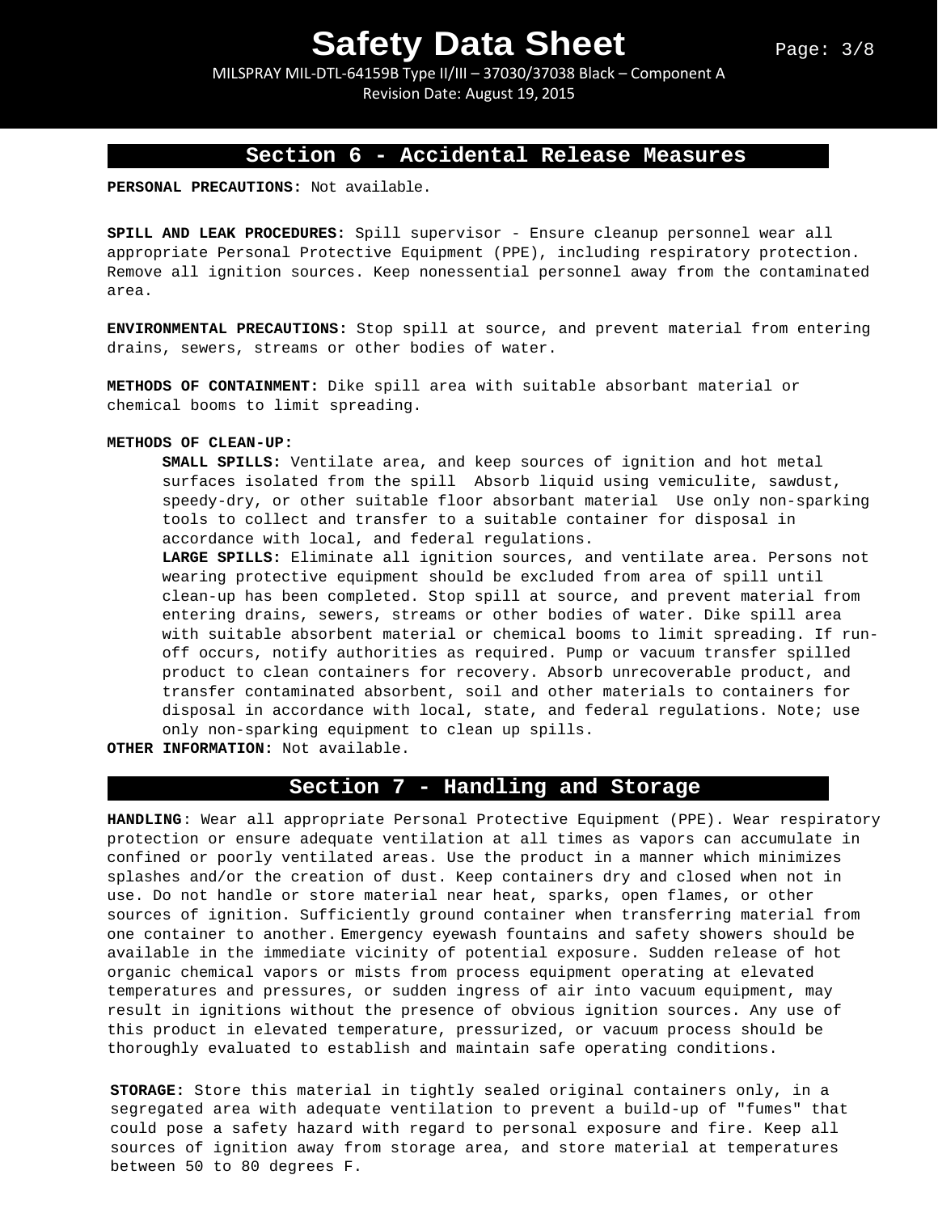## Section 6 - Accidental Release Measures

**PERSONAL PRECAUTIONS:** Not available.

**SPILL AND LEAK PROCEDURES:** Spill supervisor - Ensure cleanup personnel wear all appropriate Personal Protective Equipment (PPE), including respiratory protection. Remove all ignition sources. Keep nonessential personnel away from the contaminated area.

**ENVIRONMENTAL PRECAUTIONS:** Stop spill at source, and prevent material from entering drains, sewers, streams or other bodies of water.

**METHODS OF CONTAINMENT:** Dike spill area with suitable absorbant material or chemical booms to limit spreading.

**METHODS OF CLEAN-UP:**

**SMALL SPILLS:** Ventilate area, and keep sources of ignition and hot metal surfaces isolated from the spill  Absorb liquid using vemiculite, sawdust, speedy-dry, or other suitable floor absorbant material  Use only non-sparking tools to collect and transfer to a suitable container for disposal in accordance with local, and federal regulations.

**LARGE SPILLS:** Eliminate all ignition sources, and ventilate area. Persons not wearing protective equipment should be excluded from area of spill until clean-up has been completed. Stop spill at source, and prevent material from entering drains, sewers, streams or other bodies of water. Dike spill area with suitable absorbent material or chemical booms to limit spreading. If run-off occurs, notify authorities as required. Pump or vacuum transfer spilled product to clean containers for recovery. Absorb unrecoverable product, and transfer contaminated absorbent, soil and other materials to containers for disposal in accordance with local, state, and federal regulations. Note; use only non-sparking equipment to clean up spills.

**OTHER INFORMATION:** Not available.

## Section 7 - Handling and Storage

**HANDLING**: Wear all appropriate Personal Protective Equipment (PPE). Wear respiratory protection or ensure adequate ventilation at all times as vapors can accumulate in confined or poorly ventilated areas. Use the product in a manner which minimizes splashes and/or the creation of dust. Keep containers dry and closed when not in use. Do not handle or store material near heat, sparks, open flames, or other sources of ignition. Sufficiently ground container when transferring material from one container to another. Emergency eyewash fountains and safety showers should be available in the immediate vicinity of potential exposure. Sudden release of hot organic chemical vapors or mists from process equipment operating at elevated temperatures and pressures, or sudden ingress of air into vacuum equipment, may result in ignitions without the presence of obvious ignition sources. Any use of this product in elevated temperature, pressurized, or vacuum process should be thoroughly evaluated to establish and maintain safe operating conditions.

**STORAGE:** Store this material in tightly sealed original containers only, in a segregated area with adequate ventilation to prevent a build-up of "fumes" that could pose a safety hazard with regard to personal exposure and fire. Keep all sources of ignition away from storage area, and store material at temperatures between 50 to 80 degrees F.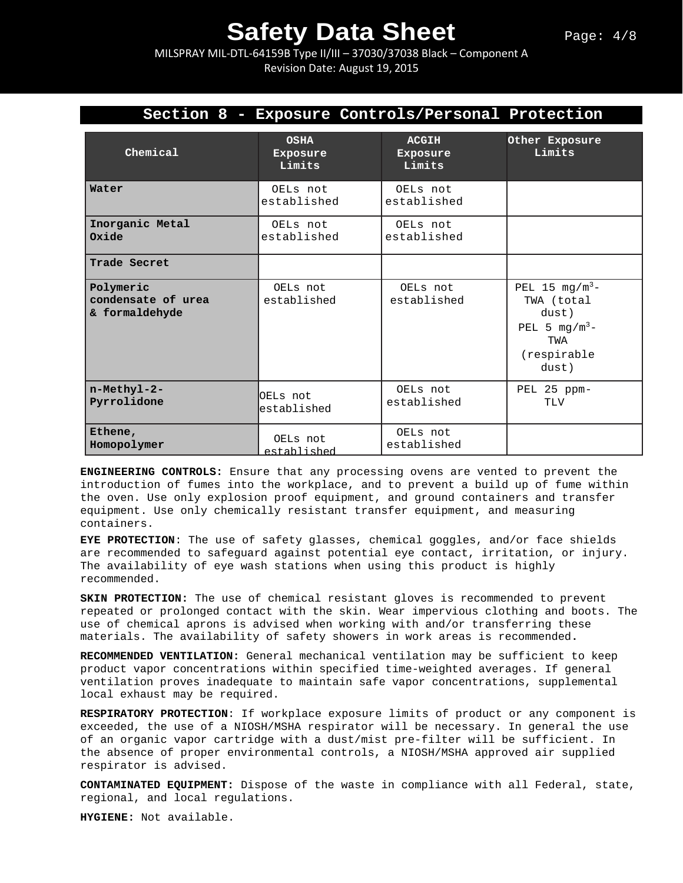## Section 8 - Exposure Controls/Personal Protection

| Chemical | OSHA Exposure Limits | ACGIH Exposure Limits | Other Exposure Limits |
| --- | --- | --- | --- |
| **Water** | OELs not established | OELs not established | |
| **Inorganic Metal Oxide** | OELs not established | OELs not established | |
| **Trade Secret** | | | |
| **Polymeric condensate of urea & formaldehyde** | OELs not established | OELs not established | PEL 15 $mg/m^3$- TWA (total dust) PEL 5 $mg/m^3$- TWA (respirable dust) |
| **n-Methyl-2-Pyrrolidone** | OELs not established | OELs not established | PEL 25 ppm- TLV |
| **Ethene, Homopolymer** | OELs not established | OELs not established | |

**ENGINEERING CONTROLS:** Ensure that any processing ovens are vented to prevent the introduction of fumes into the workplace, and to prevent a build up of fume within the oven. Use only explosion proof equipment, and ground containers and transfer equipment. Use only chemically resistant transfer equipment, and measuring containers.

**EYE PROTECTION**: The use of safety glasses, chemical goggles, and/or face shields are recommended to safeguard against potential eye contact, irritation, or injury. The availability of eye wash stations when using this product is highly recommended.

**SKIN PROTECTION:** The use of chemical resistant gloves is recommended to prevent repeated or prolonged contact with the skin. Wear impervious clothing and boots. The use of chemical aprons is advised when working with and/or transferring these materials. The availability of safety showers in work areas is recommended.

**RECOMMENDED VENTILATION:** General mechanical ventilation may be sufficient to keep product vapor concentrations within specified time-weighted averages. If general ventilation proves inadequate to maintain safe vapor concentrations, supplemental local exhaust may be required.

**RESPIRATORY PROTECTION**: If workplace exposure limits of product or any component is exceeded, the use of a NIOSH/MSHA respirator will be necessary. In general the use of an organic vapor cartridge with a dust/mist pre-filter will be sufficient. In the absence of proper environmental controls, a NIOSH/MSHA approved air supplied respirator is advised.

**CONTAMINATED EQUIPMENT:** Dispose of the waste in compliance with all Federal, state, regional, and local regulations.

**HYGIENE:** Not available.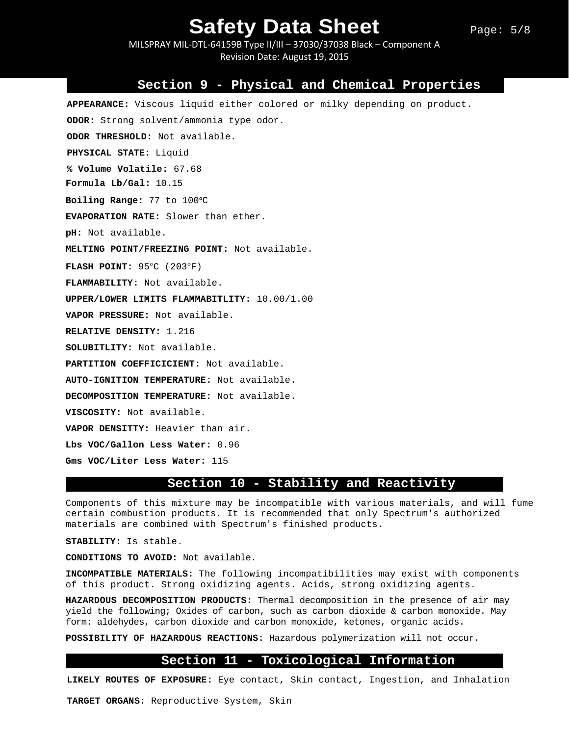## Section 9 - Physical and Chemical Properties

**APPEARANCE:** Viscous liquid either colored or milky depending on product.

**ODOR:** Strong solvent/ammonia type odor.

**ODOR THRESHOLD:** Not available.

**PHYSICAL STATE:** Liquid

**% Volume Volatile:** 67.68

**Formula Lb/Gal:** 10.15

**Boiling Range:** 77 to 100ºC

**EVAPORATION RATE:** Slower than ether.

**pH:** Not available.

**MELTING POINT/FREEZING POINT:** Not available.

**FLASH POINT:** 95°C (203°F)

**FLAMMABILITY:** Not available.

**UPPER/LOWER LIMITS FLAMMABITLITY:** 10.00/1.00

**VAPOR PRESSURE:** Not available.

**RELATIVE DENSITY:** 1.216

**SOLUBITLITY:** Not available.

**PARTITION COEFFICICIENT:** Not available.

**AUTO-IGNITION TEMPERATURE:** Not available.

**DECOMPOSITION TEMPERATURE:** Not available.

**VISCOSITY:** Not available.

**VAPOR DENSITTY:** Heavier than air.

**Lbs VOC/Gallon Less Water:** 0.96

**Gms VOC/Liter Less Water:** 115

## Section 10 - Stability and Reactivity

Components of this mixture may be incompatible with various materials, and will fume certain combustion products. It is recommended that only Spectrum's authorized materials are combined with Spectrum's finished products.

**STABILITY:** Is stable.

**CONDITIONS TO AVOID:** Not available.

**INCOMPATIBLE MATERIALS:** The following incompatibilities may exist with components of this product. Strong oxidizing agents. Acids, strong oxidizing agents.

**HAZARDOUS DECOMPOSITION PRODUCTS:** Thermal decomposition in the presence of air may yield the following; Oxides of carbon, such as carbon dioxide & carbon monoxide. May form: aldehydes, carbon dioxide and carbon monoxide, ketones, organic acids.

**POSSIBILITY OF HAZARDOUS REACTIONS:** Hazardous polymerization will not occur.

## Section 11 - Toxicological Information

**LIKELY ROUTES OF EXPOSURE:** Eye contact, Skin contact, Ingestion, and Inhalation

**TARGET ORGANS:** Reproductive System, Skin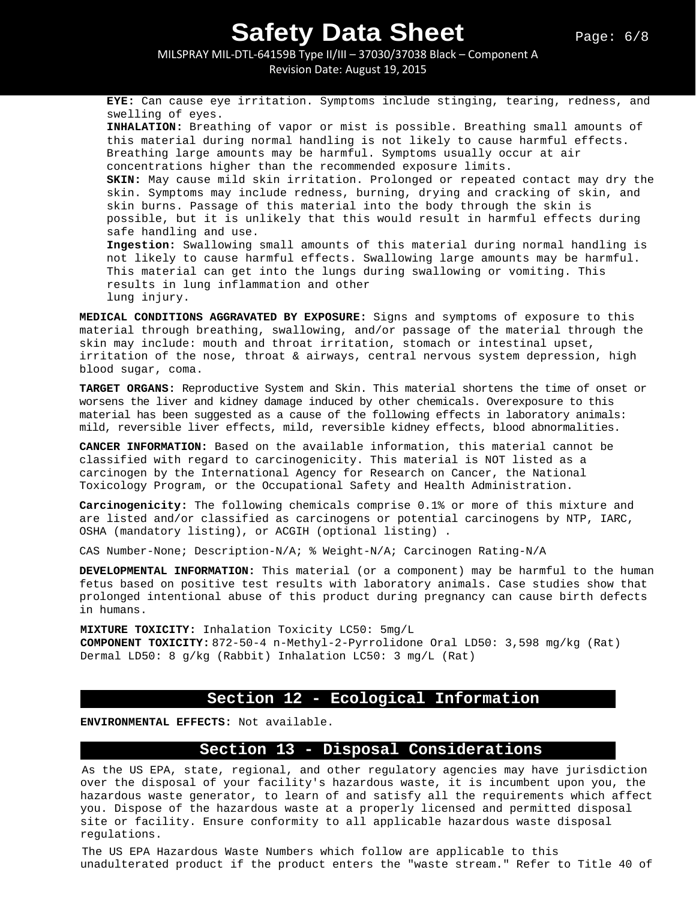**EYE:** Can cause eye irritation. Symptoms include stinging, tearing, redness, and swelling of eyes.

**INHALATION:** Breathing of vapor or mist is possible. Breathing small amounts of this material during normal handling is not likely to cause harmful effects. Breathing large amounts may be harmful. Symptoms usually occur at air concentrations higher than the recommended exposure limits.

**SKIN:** May cause mild skin irritation. Prolonged or repeated contact may dry the skin. Symptoms may include redness, burning, drying and cracking of skin, and skin burns. Passage of this material into the body through the skin is possible, but it is unlikely that this would result in harmful effects during safe handling and use.

**Ingestion:** Swallowing small amounts of this material during normal handling is not likely to cause harmful effects. Swallowing large amounts may be harmful. This material can get into the lungs during swallowing or vomiting. This results in lung inflammation and other lung injury.

**MEDICAL CONDITIONS AGGRAVATED BY EXPOSURE:** Signs and symptoms of exposure to this material through breathing, swallowing, and/or passage of the material through the skin may include: mouth and throat irritation, stomach or intestinal upset, irritation of the nose, throat & airways, central nervous system depression, high blood sugar, coma.

**TARGET ORGANS:** Reproductive System and Skin. This material shortens the time of onset or worsens the liver and kidney damage induced by other chemicals. Overexposure to this material has been suggested as a cause of the following effects in laboratory animals: mild, reversible liver effects, mild, reversible kidney effects, blood abnormalities.

**CANCER INFORMATION:** Based on the available information, this material cannot be classified with regard to carcinogenicity. This material is NOT listed as a carcinogen by the International Agency for Research on Cancer, the National Toxicology Program, or the Occupational Safety and Health Administration.

**Carcinogenicity:** The following chemicals comprise 0.1% or more of this mixture and are listed and/or classified as carcinogens or potential carcinogens by NTP, IARC, OSHA (mandatory listing), or ACGIH (optional listing) .

CAS Number-None; Description-N/A; % Weight-N/A; Carcinogen Rating-N/A

**DEVELOPMENTAL INFORMATION:** This material (or a component) may be harmful to the human fetus based on positive test results with laboratory animals. Case studies show that prolonged intentional abuse of this product during pregnancy can cause birth defects in humans.

**MIXTURE TOXICITY:** Inhalation Toxicity LC50: 5mg/L
**COMPONENT TOXICITY:** 872-50-4 n-Methyl-2-Pyrrolidone Oral LD50: 3,598 mg/kg (Rat) Dermal LD50: 8 g/kg (Rabbit) Inhalation LC50: 3 mg/L (Rat)

## Section 12 - Ecological Information

**ENVIRONMENTAL EFFECTS:** Not available.

## Section 13 - Disposal Considerations

As the US EPA, state, regional, and other regulatory agencies may have jurisdiction over the disposal of your facility's hazardous waste, it is incumbent upon you, the hazardous waste generator, to learn of and satisfy all the requirements which affect you. Dispose of the hazardous waste at a properly licensed and permitted disposal site or facility. Ensure conformity to all applicable hazardous waste disposal regulations.

The US EPA Hazardous Waste Numbers which follow are applicable to this unadulterated product if the product enters the "waste stream." Refer to Title 40 of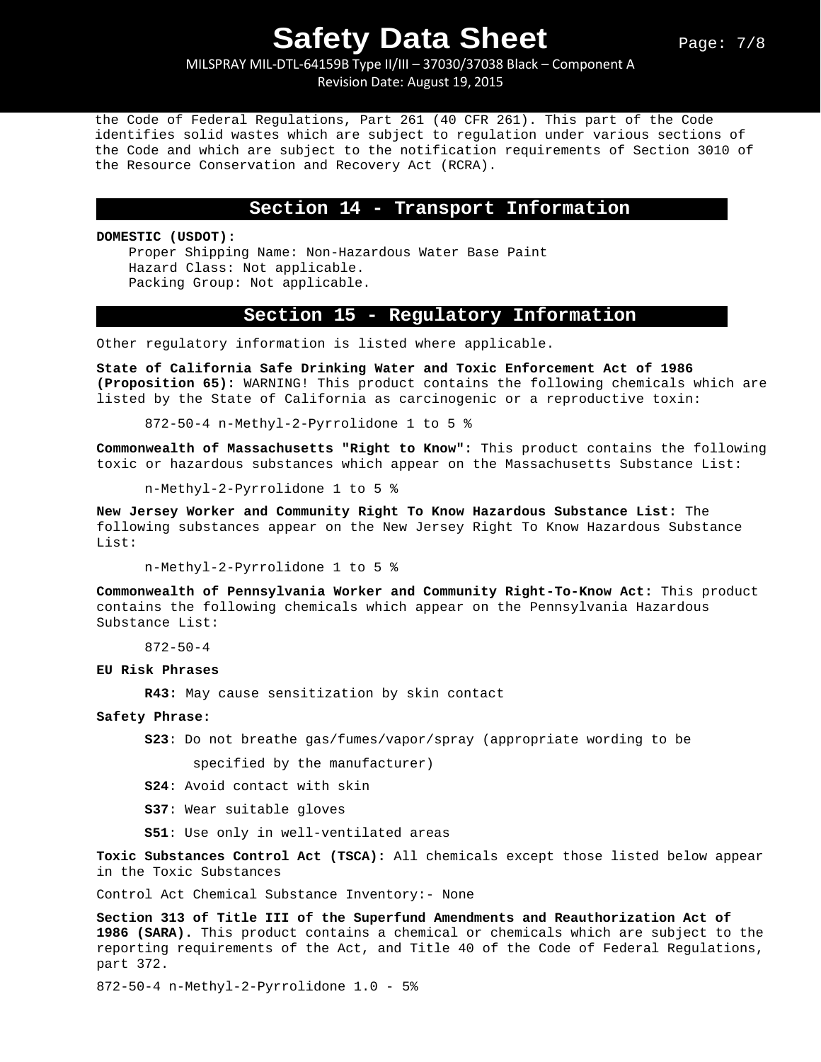the Code of Federal Regulations, Part 261 (40 CFR 261). This part of the Code identifies solid wastes which are subject to regulation under various sections of the Code and which are subject to the notification requirements of Section 3010 of the Resource Conservation and Recovery Act (RCRA).

## Section 14 - Transport Information

**DOMESTIC (USDOT):**

Proper Shipping Name: Non-Hazardous Water Base Paint
Hazard Class: Not applicable.
Packing Group: Not applicable.

## Section 15 - Regulatory Information

Other regulatory information is listed where applicable.

**State of California Safe Drinking Water and Toxic Enforcement Act of 1986 (Proposition 65):** WARNING! This product contains the following chemicals which are listed by the State of California as carcinogenic or a reproductive toxin:

872-50-4 n-Methyl-2-Pyrrolidone 1 to 5 %

**Commonwealth of Massachusetts "Right to Know":** This product contains the following toxic or hazardous substances which appear on the Massachusetts Substance List:

n-Methyl-2-Pyrrolidone 1 to 5 %

**New Jersey Worker and Community Right To Know Hazardous Substance List:** The following substances appear on the New Jersey Right To Know Hazardous Substance List:

n-Methyl-2-Pyrrolidone 1 to 5 %

**Commonwealth of Pennsylvania Worker and Community Right-To-Know Act:** This product contains the following chemicals which appear on the Pennsylvania Hazardous Substance List:

872-50-4

**EU Risk Phrases**

**R43:** May cause sensitization by skin contact

**Safety Phrase:**

**S23**: Do not breathe gas/fumes/vapor/spray (appropriate wording to be specified by the manufacturer)

**S24**: Avoid contact with skin

**S37**: Wear suitable gloves

**S51**: Use only in well-ventilated areas

**Toxic Substances Control Act (TSCA):** All chemicals except those listed below appear in the Toxic Substances

Control Act Chemical Substance Inventory:- None

**Section 313 of Title III of the Superfund Amendments and Reauthorization Act of 1986 (SARA).** This product contains a chemical or chemicals which are subject to the reporting requirements of the Act, and Title 40 of the Code of Federal Regulations, part 372.

872-50-4 n-Methyl-2-Pyrrolidone 1.0 - 5%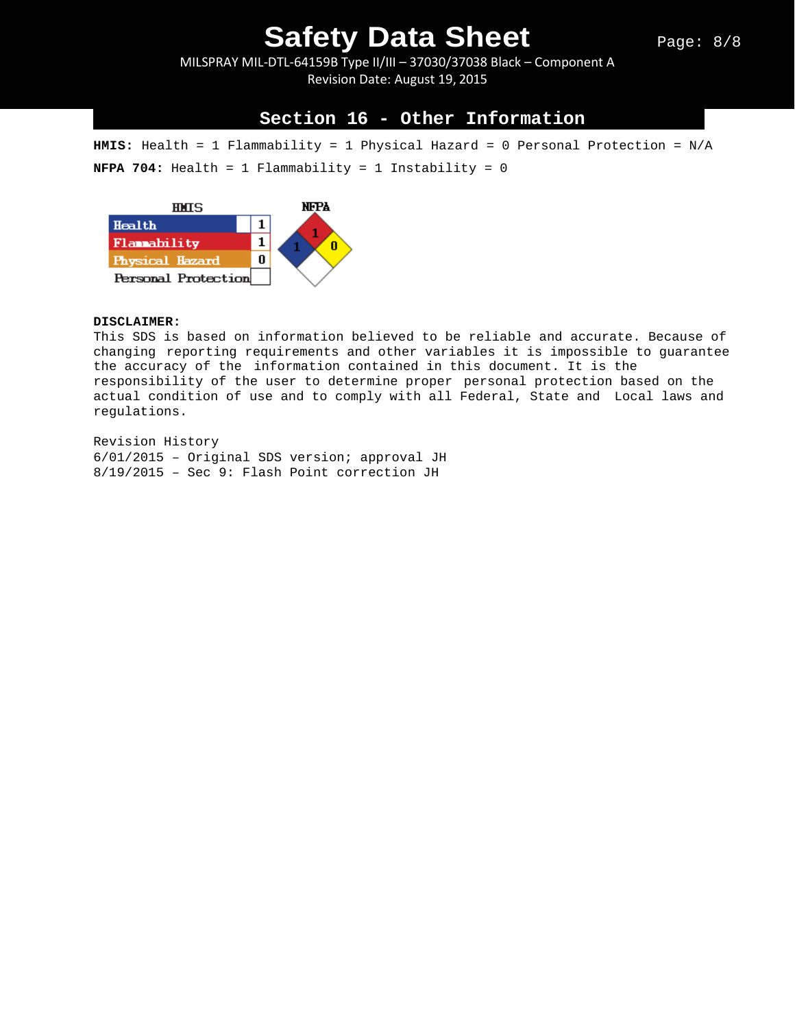## Section 16 - Other Information

**HMIS:** Health = 1 Flammability = 1 Physical Hazard = 0 Personal Protection = N/A

**NFPA 704:** Health = 1 Flammability = 1 Instability = 0

HMIS

| | |
|---|---|
| Health | 1 |
| Flammability | 1 |
| Physical Hazard | 0 |
| Personal Protection | |

NFPA

1

1

0

**DISCLAIMER:**
This SDS is based on information believed to be reliable and accurate. Because of changing reporting requirements and other variables it is impossible to guarantee the accuracy of the information contained in this document. It is the responsibility of the user to determine proper personal protection based on the actual condition of use and to comply with all Federal, State and Local laws and regulations.

Revision History
6/01/2015 – Original SDS version; approval JH
8/19/2015 – Sec 9: Flash Point correction JH